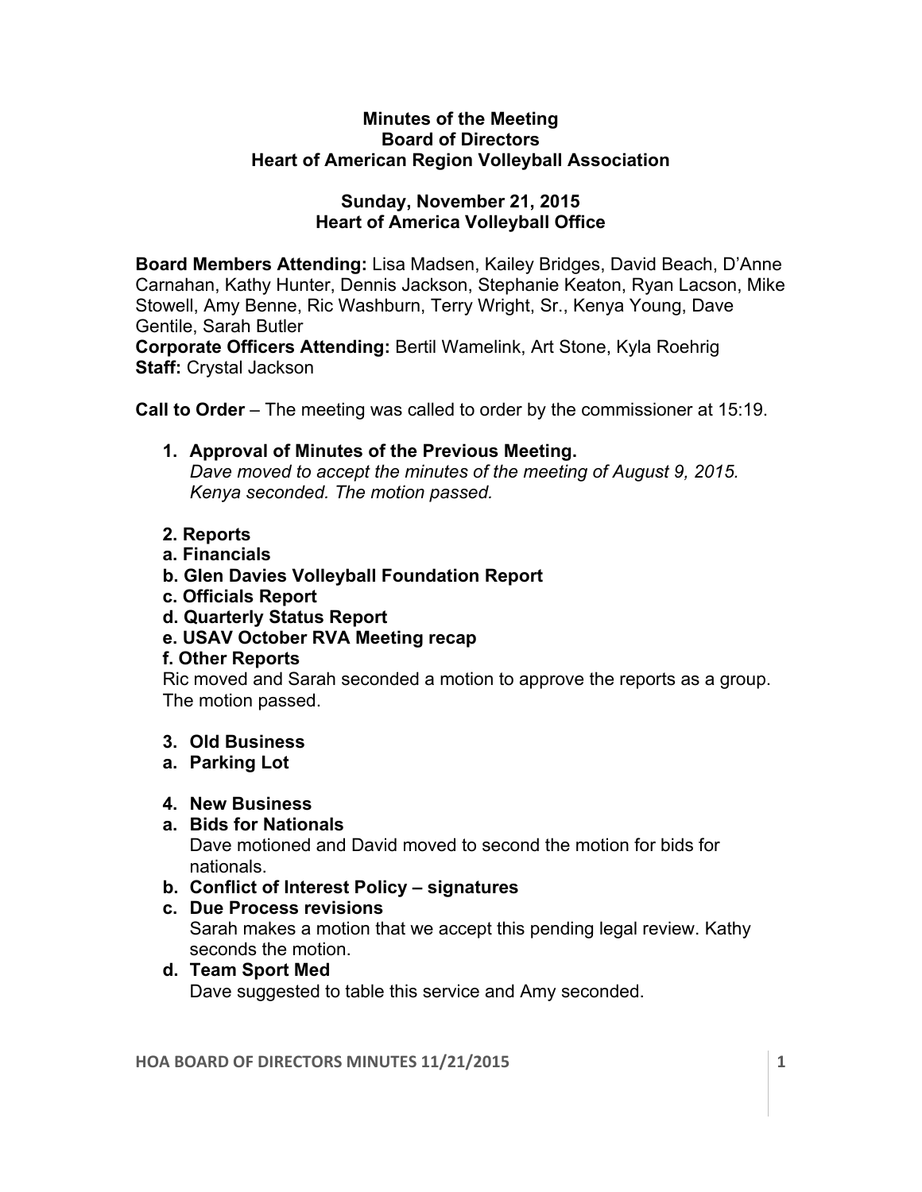**Minutes of the Meeting**
**Board of Directors**
**Heart of American Region Volleyball Association**

**Sunday, November 21, 2015**
**Heart of America Volleyball Office**

**Board Members Attending:** Lisa Madsen, Kailey Bridges, David Beach, D'Anne Carnahan, Kathy Hunter, Dennis Jackson, Stephanie Keaton, Ryan Lacson, Mike Stowell, Amy Benne, Ric Washburn, Terry Wright, Sr., Kenya Young, Dave Gentile, Sarah Butler
**Corporate Officers Attending:** Bertil Wamelink, Art Stone, Kyla Roehrig
**Staff:** Crystal Jackson

**Call to Order** – The meeting was called to order by the commissioner at 15:19.

1. **Approval of Minutes of the Previous Meeting.**
   *Dave moved to accept the minutes of the meeting of August 9, 2015. Kenya seconded. The motion passed.*

2. **Reports**
   a. **Financials**
   b. **Glen Davies Volleyball Foundation Report**
   c. **Officials Report**
   d. **Quarterly Status Report**
   e. **USAV October RVA Meeting recap**
   f. **Other Reports**
   
   Ric moved and Sarah seconded a motion to approve the reports as a group. The motion passed.

3. **Old Business**
   a. **Parking Lot**

4. **New Business**
   a. **Bids for Nationals**
      Dave motioned and David moved to second the motion for bids for nationals.
   b. **Conflict of Interest Policy – signatures**
   c. **Due Process revisions**
      Sarah makes a motion that we accept this pending legal review. Kathy seconds the motion.
   d. **Team Sport Med**
      Dave suggested to table this service and Amy seconded.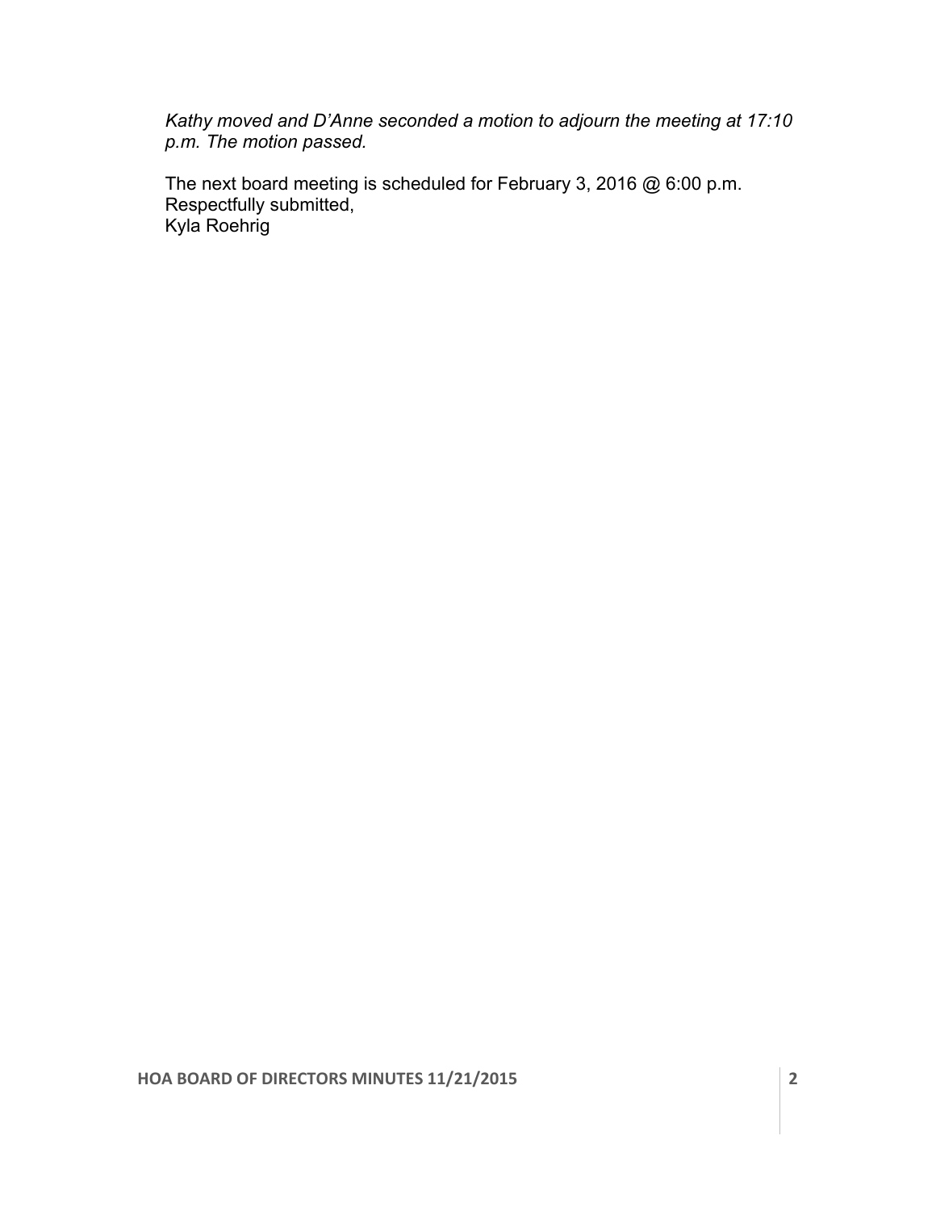*Kathy moved and D'Anne seconded a motion to adjourn the meeting at 17:10 p.m. The motion passed.*

The next board meeting is scheduled for February 3, 2016 @ 6:00 p.m.
Respectfully submitted,
Kyla Roehrig